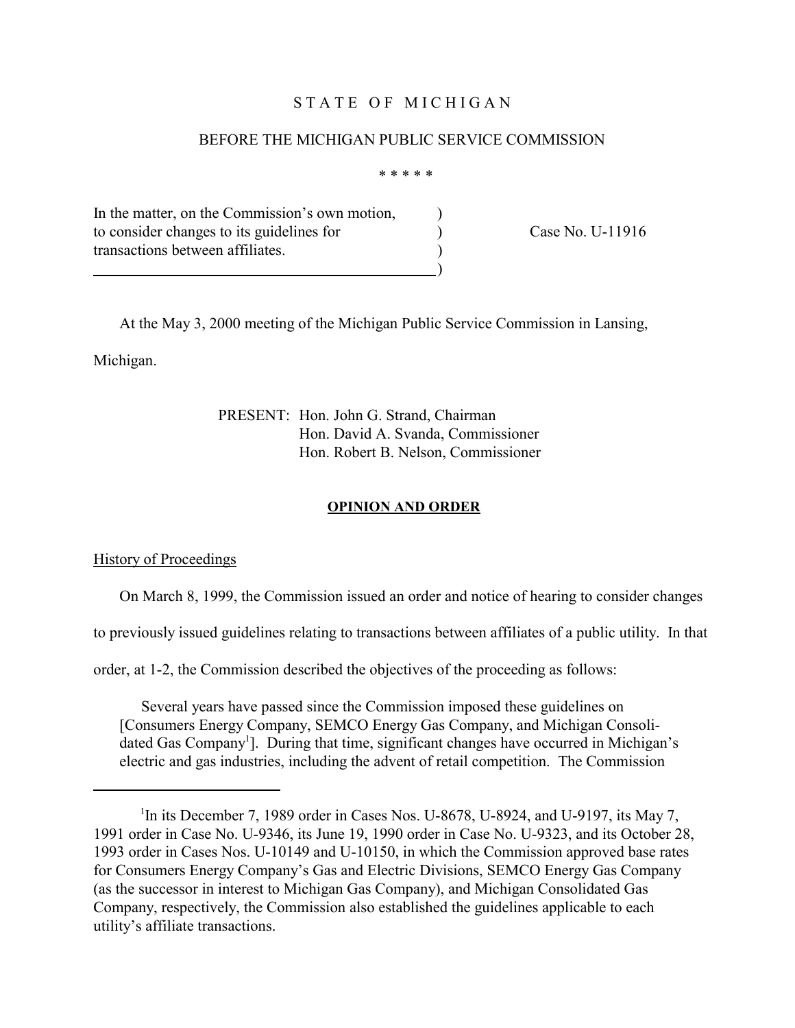STATE OF MICHIGAN

BEFORE THE MICHIGAN PUBLIC SERVICE COMMISSION

\* \* \* \* \*

| In the matter, on the Commission's own motion, to consider changes to its guidelines for transactions between affiliates. | ) ) ) ) | Case No. U-11916 |
|---|---|---|

At the May 3, 2000 meeting of the Michigan Public Service Commission in Lansing, Michigan.

PRESENT: Hon. John G. Strand, Chairman
Hon. David A. Svanda, Commissioner
Hon. Robert B. Nelson, Commissioner

**OPINION AND ORDER**

History of Proceedings

On March 8, 1999, the Commission issued an order and notice of hearing to consider changes to previously issued guidelines relating to transactions between affiliates of a public utility. In that order, at 1-2, the Commission described the objectives of the proceeding as follows:

> Several years have passed since the Commission imposed these guidelines on [Consumers Energy Company, SEMCO Energy Gas Company, and Michigan Consolidated Gas Company[1]]. During that time, significant changes have occurred in Michigan's electric and gas industries, including the advent of retail competition. The Commission

[1]In its December 7, 1989 order in Cases Nos. U-8678, U-8924, and U-9197, its May 7, 1991 order in Case No. U-9346, its June 19, 1990 order in Case No. U-9323, and its October 28, 1993 order in Cases Nos. U-10149 and U-10150, in which the Commission approved base rates for Consumers Energy Company's Gas and Electric Divisions, SEMCO Energy Gas Company (as the successor in interest to Michigan Gas Company), and Michigan Consolidated Gas Company, respectively, the Commission also established the guidelines applicable to each utility's affiliate transactions.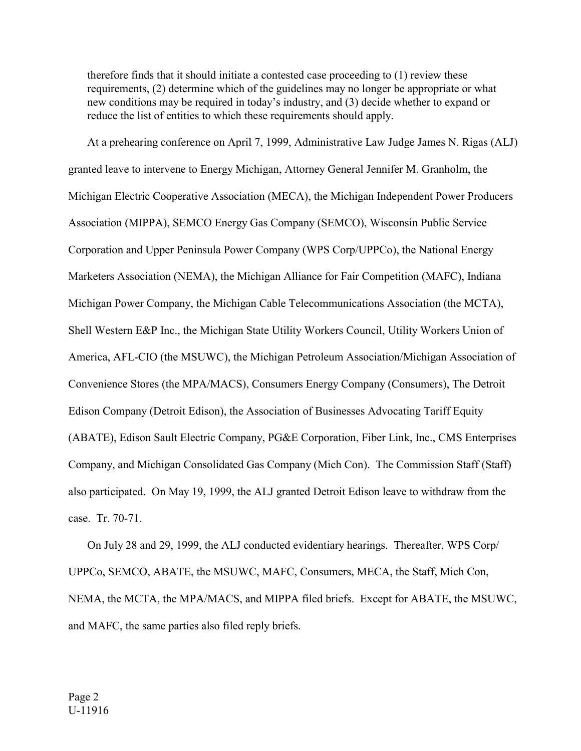therefore finds that it should initiate a contested case proceeding to (1) review these requirements, (2) determine which of the guidelines may no longer be appropriate or what new conditions may be required in today's industry, and (3) decide whether to expand or reduce the list of entities to which these requirements should apply.

At a prehearing conference on April 7, 1999, Administrative Law Judge James N. Rigas (ALJ) granted leave to intervene to Energy Michigan, Attorney General Jennifer M. Granholm, the Michigan Electric Cooperative Association (MECA), the Michigan Independent Power Producers Association (MIPPA), SEMCO Energy Gas Company (SEMCO), Wisconsin Public Service Corporation and Upper Peninsula Power Company (WPS Corp/UPPCo), the National Energy Marketers Association (NEMA), the Michigan Alliance for Fair Competition (MAFC), Indiana Michigan Power Company, the Michigan Cable Telecommunications Association (the MCTA), Shell Western E&P Inc., the Michigan State Utility Workers Council, Utility Workers Union of America, AFL-CIO (the MSUWC), the Michigan Petroleum Association/Michigan Association of Convenience Stores (the MPA/MACS), Consumers Energy Company (Consumers), The Detroit Edison Company (Detroit Edison), the Association of Businesses Advocating Tariff Equity (ABATE), Edison Sault Electric Company, PG&E Corporation, Fiber Link, Inc., CMS Enterprises Company, and Michigan Consolidated Gas Company (Mich Con). The Commission Staff (Staff) also participated. On May 19, 1999, the ALJ granted Detroit Edison leave to withdraw from the case. Tr. 70-71.

On July 28 and 29, 1999, the ALJ conducted evidentiary hearings. Thereafter, WPS Corp/UPPCo, SEMCO, ABATE, the MSUWC, MAFC, Consumers, MECA, the Staff, Mich Con, NEMA, the MCTA, the MPA/MACS, and MIPPA filed briefs. Except for ABATE, the MSUWC, and MAFC, the same parties also filed reply briefs.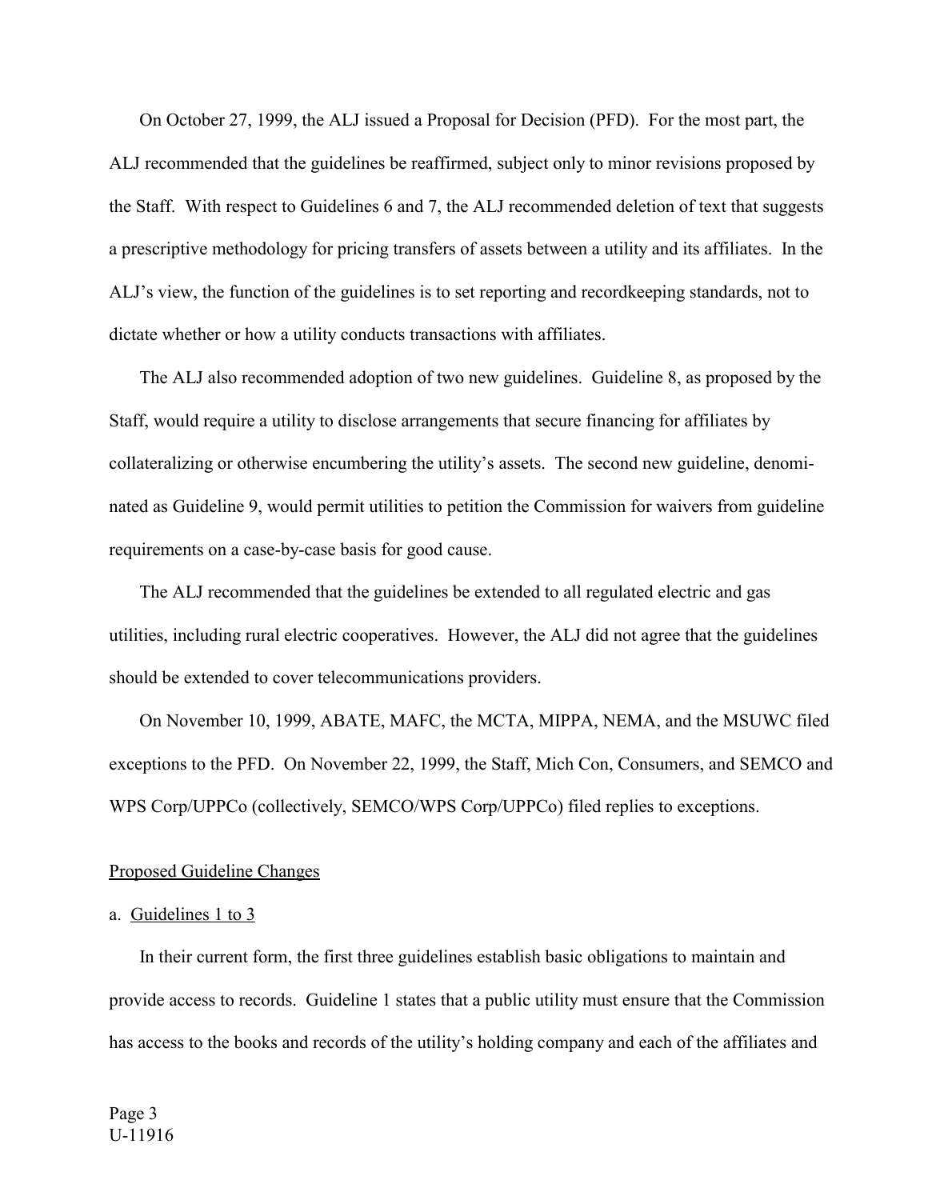On October 27, 1999, the ALJ issued a Proposal for Decision (PFD). For the most part, the ALJ recommended that the guidelines be reaffirmed, subject only to minor revisions proposed by the Staff. With respect to Guidelines 6 and 7, the ALJ recommended deletion of text that suggests a prescriptive methodology for pricing transfers of assets between a utility and its affiliates. In the ALJ's view, the function of the guidelines is to set reporting and recordkeeping standards, not to dictate whether or how a utility conducts transactions with affiliates.

The ALJ also recommended adoption of two new guidelines. Guideline 8, as proposed by the Staff, would require a utility to disclose arrangements that secure financing for affiliates by collateralizing or otherwise encumbering the utility's assets. The second new guideline, denominated as Guideline 9, would permit utilities to petition the Commission for waivers from guideline requirements on a case-by-case basis for good cause.

The ALJ recommended that the guidelines be extended to all regulated electric and gas utilities, including rural electric cooperatives. However, the ALJ did not agree that the guidelines should be extended to cover telecommunications providers.

On November 10, 1999, ABATE, MAFC, the MCTA, MIPPA, NEMA, and the MSUWC filed exceptions to the PFD. On November 22, 1999, the Staff, Mich Con, Consumers, and SEMCO and WPS Corp/UPPCo (collectively, SEMCO/WPS Corp/UPPCo) filed replies to exceptions.

## Proposed Guideline Changes

### a. Guidelines 1 to 3

In their current form, the first three guidelines establish basic obligations to maintain and provide access to records. Guideline 1 states that a public utility must ensure that the Commission has access to the books and records of the utility's holding company and each of the affiliates and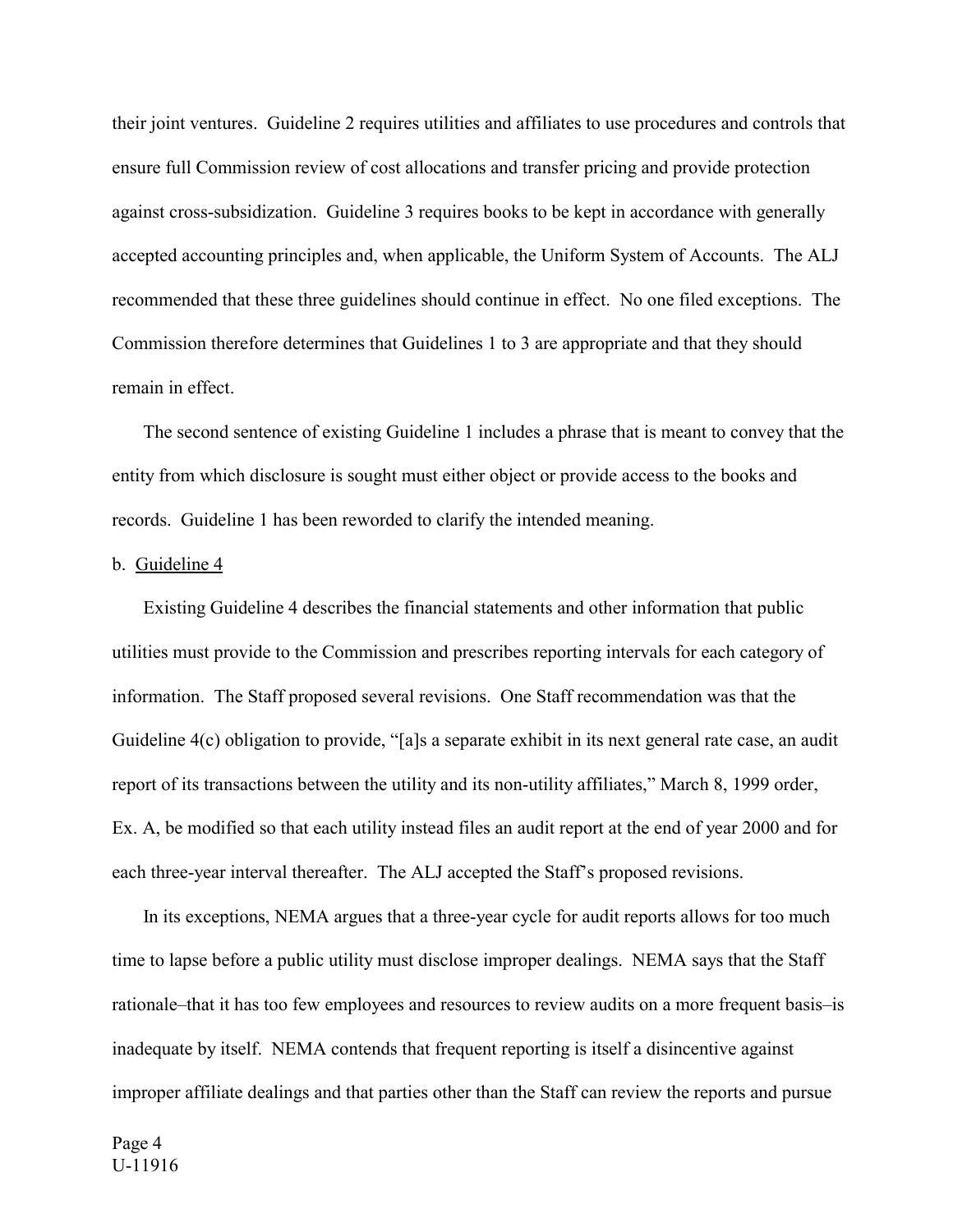their joint ventures. Guideline 2 requires utilities and affiliates to use procedures and controls that ensure full Commission review of cost allocations and transfer pricing and provide protection against cross-subsidization. Guideline 3 requires books to be kept in accordance with generally accepted accounting principles and, when applicable, the Uniform System of Accounts. The ALJ recommended that these three guidelines should continue in effect. No one filed exceptions. The Commission therefore determines that Guidelines 1 to 3 are appropriate and that they should remain in effect.

The second sentence of existing Guideline 1 includes a phrase that is meant to convey that the entity from which disclosure is sought must either object or provide access to the books and records. Guideline 1 has been reworded to clarify the intended meaning.

b. Guideline 4

Existing Guideline 4 describes the financial statements and other information that public utilities must provide to the Commission and prescribes reporting intervals for each category of information. The Staff proposed several revisions. One Staff recommendation was that the Guideline 4(c) obligation to provide, "[a]s a separate exhibit in its next general rate case, an audit report of its transactions between the utility and its non-utility affiliates," March 8, 1999 order, Ex. A, be modified so that each utility instead files an audit report at the end of year 2000 and for each three-year interval thereafter. The ALJ accepted the Staff's proposed revisions.

In its exceptions, NEMA argues that a three-year cycle for audit reports allows for too much time to lapse before a public utility must disclose improper dealings. NEMA says that the Staff rationale–that it has too few employees and resources to review audits on a more frequent basis–is inadequate by itself. NEMA contends that frequent reporting is itself a disincentive against improper affiliate dealings and that parties other than the Staff can review the reports and pursue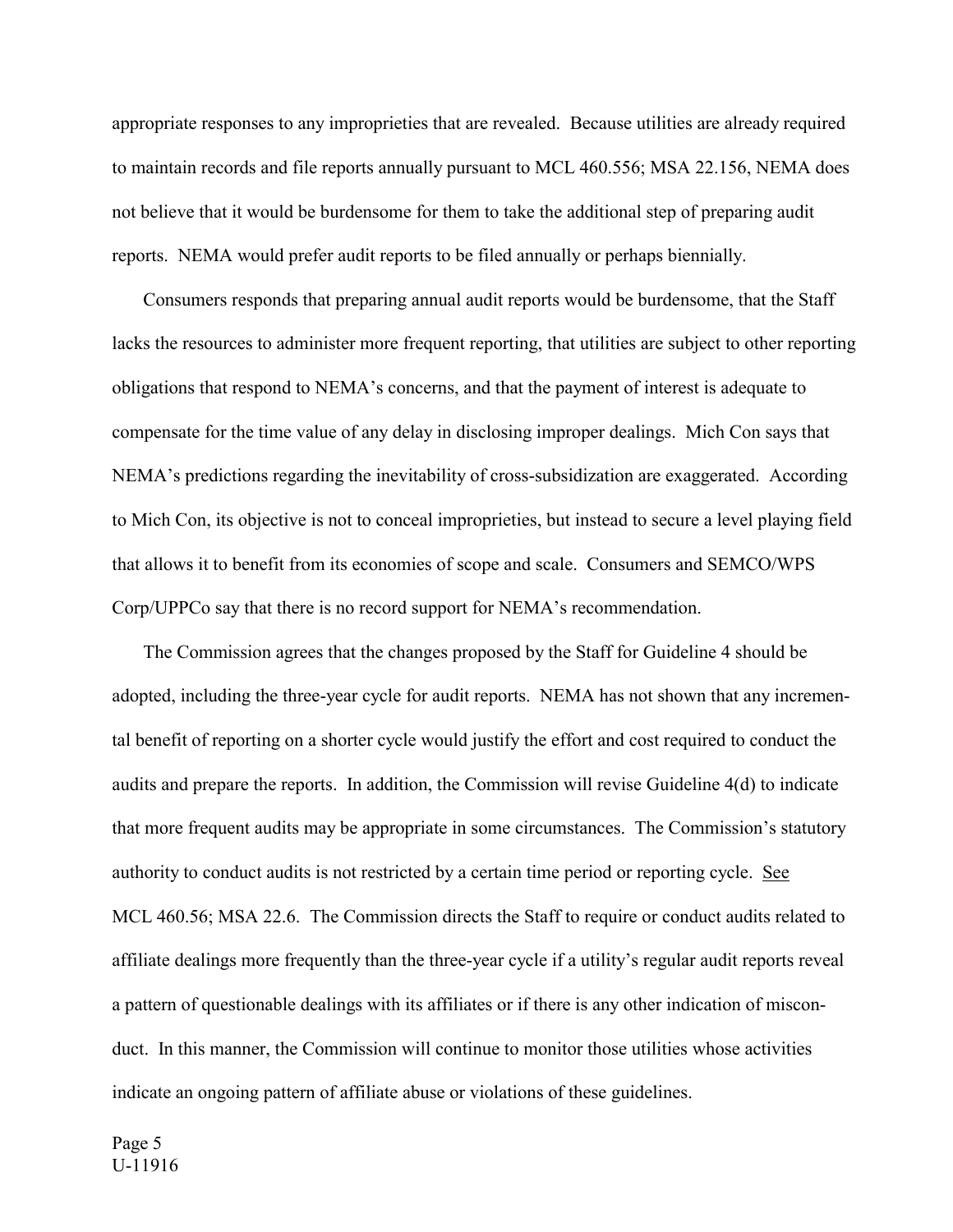appropriate responses to any improprieties that are revealed. Because utilities are already required to maintain records and file reports annually pursuant to MCL 460.556; MSA 22.156, NEMA does not believe that it would be burdensome for them to take the additional step of preparing audit reports. NEMA would prefer audit reports to be filed annually or perhaps biennially.

Consumers responds that preparing annual audit reports would be burdensome, that the Staff lacks the resources to administer more frequent reporting, that utilities are subject to other reporting obligations that respond to NEMA's concerns, and that the payment of interest is adequate to compensate for the time value of any delay in disclosing improper dealings. Mich Con says that NEMA's predictions regarding the inevitability of cross-subsidization are exaggerated. According to Mich Con, its objective is not to conceal improprieties, but instead to secure a level playing field that allows it to benefit from its economies of scope and scale. Consumers and SEMCO/WPS Corp/UPPCo say that there is no record support for NEMA's recommendation.

The Commission agrees that the changes proposed by the Staff for Guideline 4 should be adopted, including the three-year cycle for audit reports. NEMA has not shown that any incremental benefit of reporting on a shorter cycle would justify the effort and cost required to conduct the audits and prepare the reports. In addition, the Commission will revise Guideline 4(d) to indicate that more frequent audits may be appropriate in some circumstances. The Commission's statutory authority to conduct audits is not restricted by a certain time period or reporting cycle. See MCL 460.56; MSA 22.6. The Commission directs the Staff to require or conduct audits related to affiliate dealings more frequently than the three-year cycle if a utility's regular audit reports reveal a pattern of questionable dealings with its affiliates or if there is any other indication of misconduct. In this manner, the Commission will continue to monitor those utilities whose activities indicate an ongoing pattern of affiliate abuse or violations of these guidelines.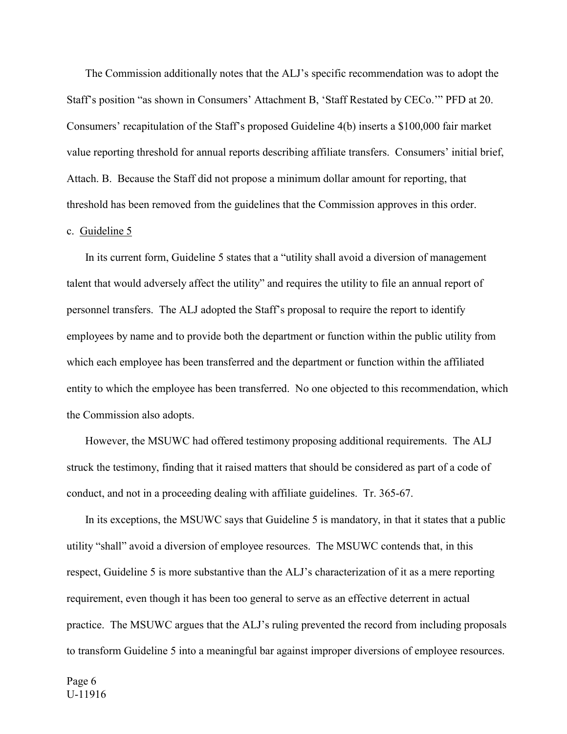The Commission additionally notes that the ALJ's specific recommendation was to adopt the Staff's position "as shown in Consumers' Attachment B, 'Staff Restated by CECo.'" PFD at 20. Consumers' recapitulation of the Staff's proposed Guideline 4(b) inserts a $100,000 fair market value reporting threshold for annual reports describing affiliate transfers. Consumers' initial brief, Attach. B. Because the Staff did not propose a minimum dollar amount for reporting, that threshold has been removed from the guidelines that the Commission approves in this order.

c. Guideline 5

In its current form, Guideline 5 states that a "utility shall avoid a diversion of management talent that would adversely affect the utility" and requires the utility to file an annual report of personnel transfers. The ALJ adopted the Staff's proposal to require the report to identify employees by name and to provide both the department or function within the public utility from which each employee has been transferred and the department or function within the affiliated entity to which the employee has been transferred. No one objected to this recommendation, which the Commission also adopts.

However, the MSUWC had offered testimony proposing additional requirements. The ALJ struck the testimony, finding that it raised matters that should be considered as part of a code of conduct, and not in a proceeding dealing with affiliate guidelines. Tr. 365-67.

In its exceptions, the MSUWC says that Guideline 5 is mandatory, in that it states that a public utility "shall" avoid a diversion of employee resources. The MSUWC contends that, in this respect, Guideline 5 is more substantive than the ALJ's characterization of it as a mere reporting requirement, even though it has been too general to serve as an effective deterrent in actual practice. The MSUWC argues that the ALJ's ruling prevented the record from including proposals to transform Guideline 5 into a meaningful bar against improper diversions of employee resources.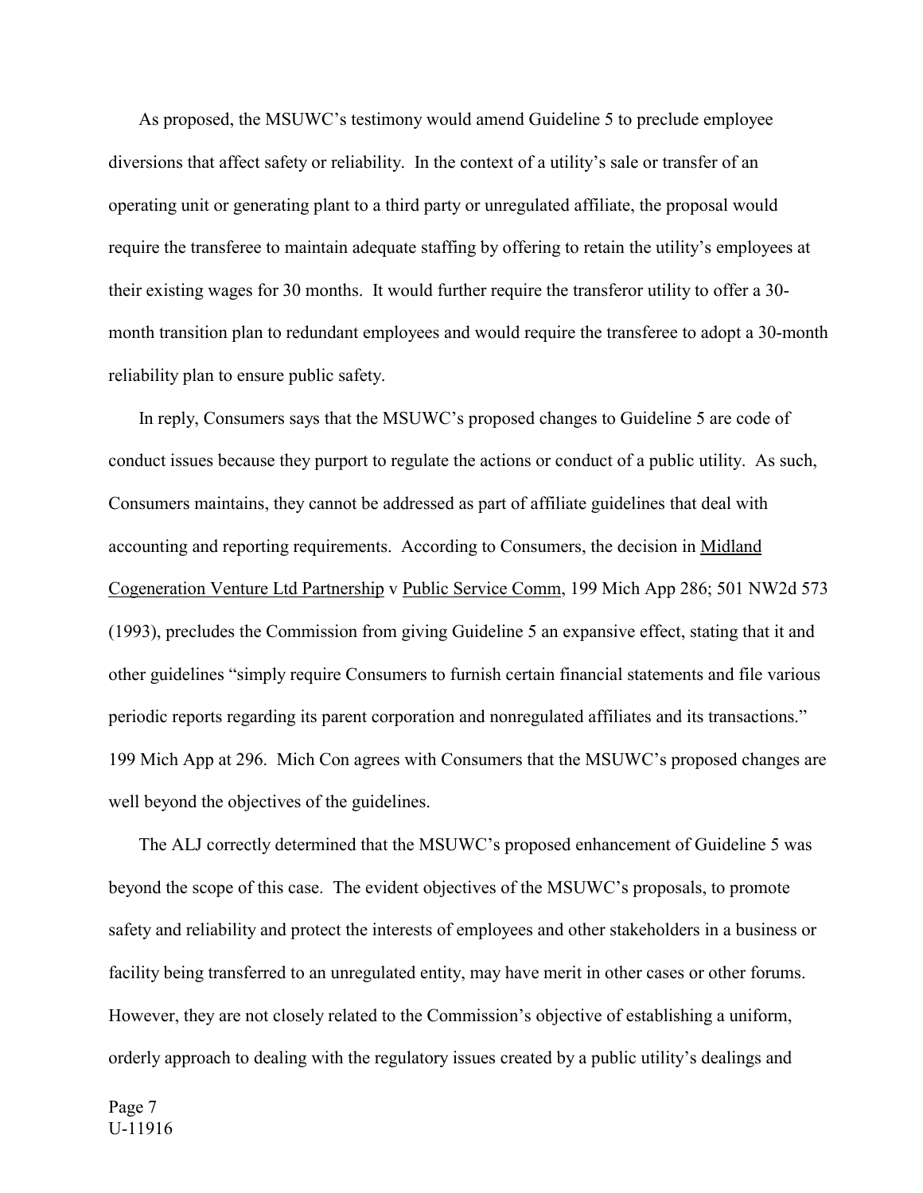As proposed, the MSUWC's testimony would amend Guideline 5 to preclude employee diversions that affect safety or reliability. In the context of a utility's sale or transfer of an operating unit or generating plant to a third party or unregulated affiliate, the proposal would require the transferee to maintain adequate staffing by offering to retain the utility's employees at their existing wages for 30 months. It would further require the transferor utility to offer a 30-month transition plan to redundant employees and would require the transferee to adopt a 30-month reliability plan to ensure public safety.

In reply, Consumers says that the MSUWC's proposed changes to Guideline 5 are code of conduct issues because they purport to regulate the actions or conduct of a public utility. As such, Consumers maintains, they cannot be addressed as part of affiliate guidelines that deal with accounting and reporting requirements. According to Consumers, the decision in Midland Cogeneration Venture Ltd Partnership v Public Service Comm, 199 Mich App 286; 501 NW2d 573 (1993), precludes the Commission from giving Guideline 5 an expansive effect, stating that it and other guidelines "simply require Consumers to furnish certain financial statements and file various periodic reports regarding its parent corporation and nonregulated affiliates and its transactions." 199 Mich App at 296. Mich Con agrees with Consumers that the MSUWC's proposed changes are well beyond the objectives of the guidelines.

The ALJ correctly determined that the MSUWC's proposed enhancement of Guideline 5 was beyond the scope of this case. The evident objectives of the MSUWC's proposals, to promote safety and reliability and protect the interests of employees and other stakeholders in a business or facility being transferred to an unregulated entity, may have merit in other cases or other forums. However, they are not closely related to the Commission's objective of establishing a uniform, orderly approach to dealing with the regulatory issues created by a public utility's dealings and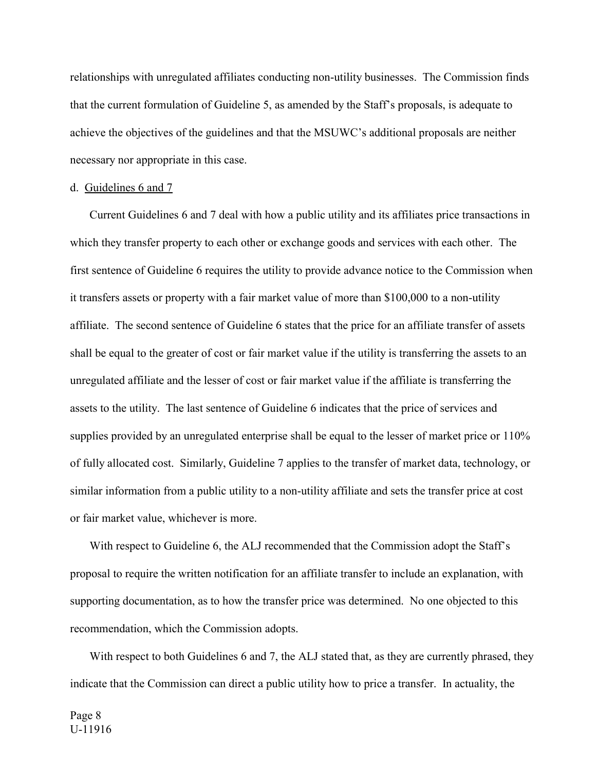relationships with unregulated affiliates conducting non-utility businesses. The Commission finds that the current formulation of Guideline 5, as amended by the Staff's proposals, is adequate to achieve the objectives of the guidelines and that the MSUWC's additional proposals are neither necessary nor appropriate in this case.

d. Guidelines 6 and 7

Current Guidelines 6 and 7 deal with how a public utility and its affiliates price transactions in which they transfer property to each other or exchange goods and services with each other. The first sentence of Guideline 6 requires the utility to provide advance notice to the Commission when it transfers assets or property with a fair market value of more than $100,000 to a non-utility affiliate. The second sentence of Guideline 6 states that the price for an affiliate transfer of assets shall be equal to the greater of cost or fair market value if the utility is transferring the assets to an unregulated affiliate and the lesser of cost or fair market value if the affiliate is transferring the assets to the utility. The last sentence of Guideline 6 indicates that the price of services and supplies provided by an unregulated enterprise shall be equal to the lesser of market price or 110% of fully allocated cost. Similarly, Guideline 7 applies to the transfer of market data, technology, or similar information from a public utility to a non-utility affiliate and sets the transfer price at cost or fair market value, whichever is more.

With respect to Guideline 6, the ALJ recommended that the Commission adopt the Staff's proposal to require the written notification for an affiliate transfer to include an explanation, with supporting documentation, as to how the transfer price was determined. No one objected to this recommendation, which the Commission adopts.

With respect to both Guidelines 6 and 7, the ALJ stated that, as they are currently phrased, they indicate that the Commission can direct a public utility how to price a transfer. In actuality, the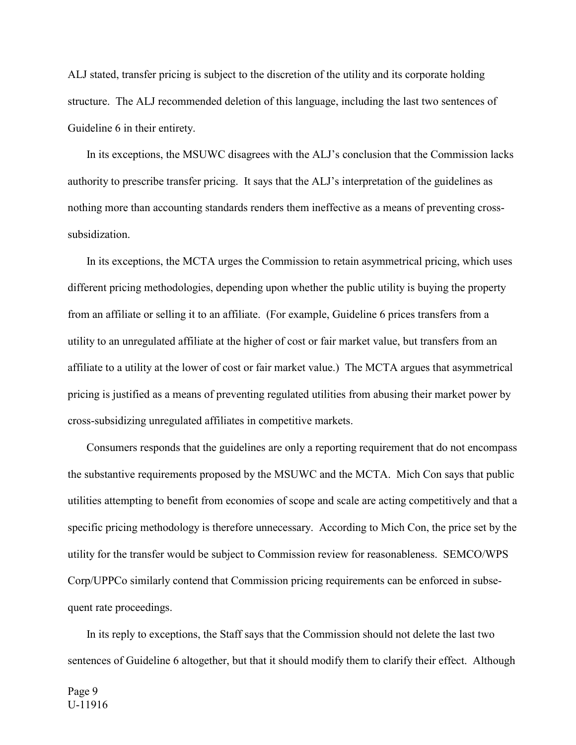ALJ stated, transfer pricing is subject to the discretion of the utility and its corporate holding structure. The ALJ recommended deletion of this language, including the last two sentences of Guideline 6 in their entirety.

In its exceptions, the MSUWC disagrees with the ALJ's conclusion that the Commission lacks authority to prescribe transfer pricing. It says that the ALJ's interpretation of the guidelines as nothing more than accounting standards renders them ineffective as a means of preventing cross-subsidization.

In its exceptions, the MCTA urges the Commission to retain asymmetrical pricing, which uses different pricing methodologies, depending upon whether the public utility is buying the property from an affiliate or selling it to an affiliate. (For example, Guideline 6 prices transfers from a utility to an unregulated affiliate at the higher of cost or fair market value, but transfers from an affiliate to a utility at the lower of cost or fair market value.) The MCTA argues that asymmetrical pricing is justified as a means of preventing regulated utilities from abusing their market power by cross-subsidizing unregulated affiliates in competitive markets.

Consumers responds that the guidelines are only a reporting requirement that do not encompass the substantive requirements proposed by the MSUWC and the MCTA. Mich Con says that public utilities attempting to benefit from economies of scope and scale are acting competitively and that a specific pricing methodology is therefore unnecessary. According to Mich Con, the price set by the utility for the transfer would be subject to Commission review for reasonableness. SEMCO/WPS Corp/UPPCo similarly contend that Commission pricing requirements can be enforced in subsequent rate proceedings.

In its reply to exceptions, the Staff says that the Commission should not delete the last two sentences of Guideline 6 altogether, but that it should modify them to clarify their effect. Although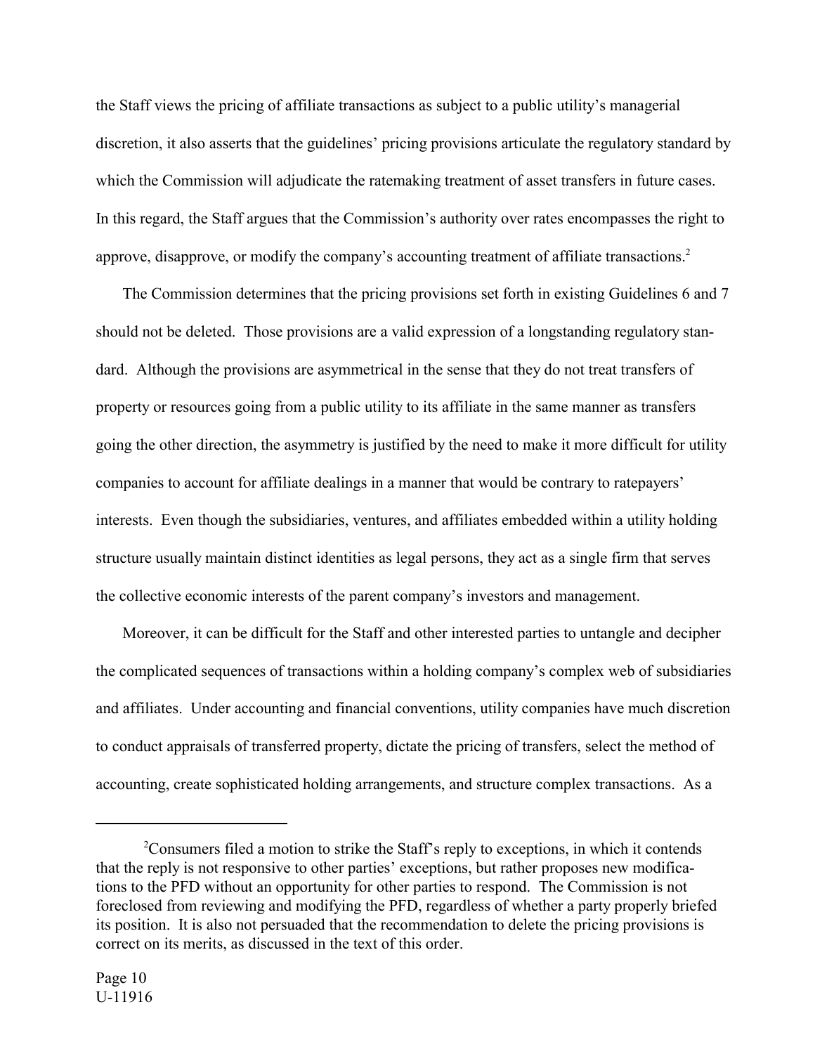the Staff views the pricing of affiliate transactions as subject to a public utility's managerial discretion, it also asserts that the guidelines' pricing provisions articulate the regulatory standard by which the Commission will adjudicate the ratemaking treatment of asset transfers in future cases. In this regard, the Staff argues that the Commission's authority over rates encompasses the right to approve, disapprove, or modify the company's accounting treatment of affiliate transactions.[2]

The Commission determines that the pricing provisions set forth in existing Guidelines 6 and 7 should not be deleted. Those provisions are a valid expression of a longstanding regulatory standard. Although the provisions are asymmetrical in the sense that they do not treat transfers of property or resources going from a public utility to its affiliate in the same manner as transfers going the other direction, the asymmetry is justified by the need to make it more difficult for utility companies to account for affiliate dealings in a manner that would be contrary to ratepayers' interests. Even though the subsidiaries, ventures, and affiliates embedded within a utility holding structure usually maintain distinct identities as legal persons, they act as a single firm that serves the collective economic interests of the parent company's investors and management.

Moreover, it can be difficult for the Staff and other interested parties to untangle and decipher the complicated sequences of transactions within a holding company's complex web of subsidiaries and affiliates. Under accounting and financial conventions, utility companies have much discretion to conduct appraisals of transferred property, dictate the pricing of transfers, select the method of accounting, create sophisticated holding arrangements, and structure complex transactions. As a

---

[2]Consumers filed a motion to strike the Staff's reply to exceptions, in which it contends that the reply is not responsive to other parties' exceptions, but rather proposes new modifications to the PFD without an opportunity for other parties to respond. The Commission is not foreclosed from reviewing and modifying the PFD, regardless of whether a party properly briefed its position. It is also not persuaded that the recommendation to delete the pricing provisions is correct on its merits, as discussed in the text of this order.

U-11916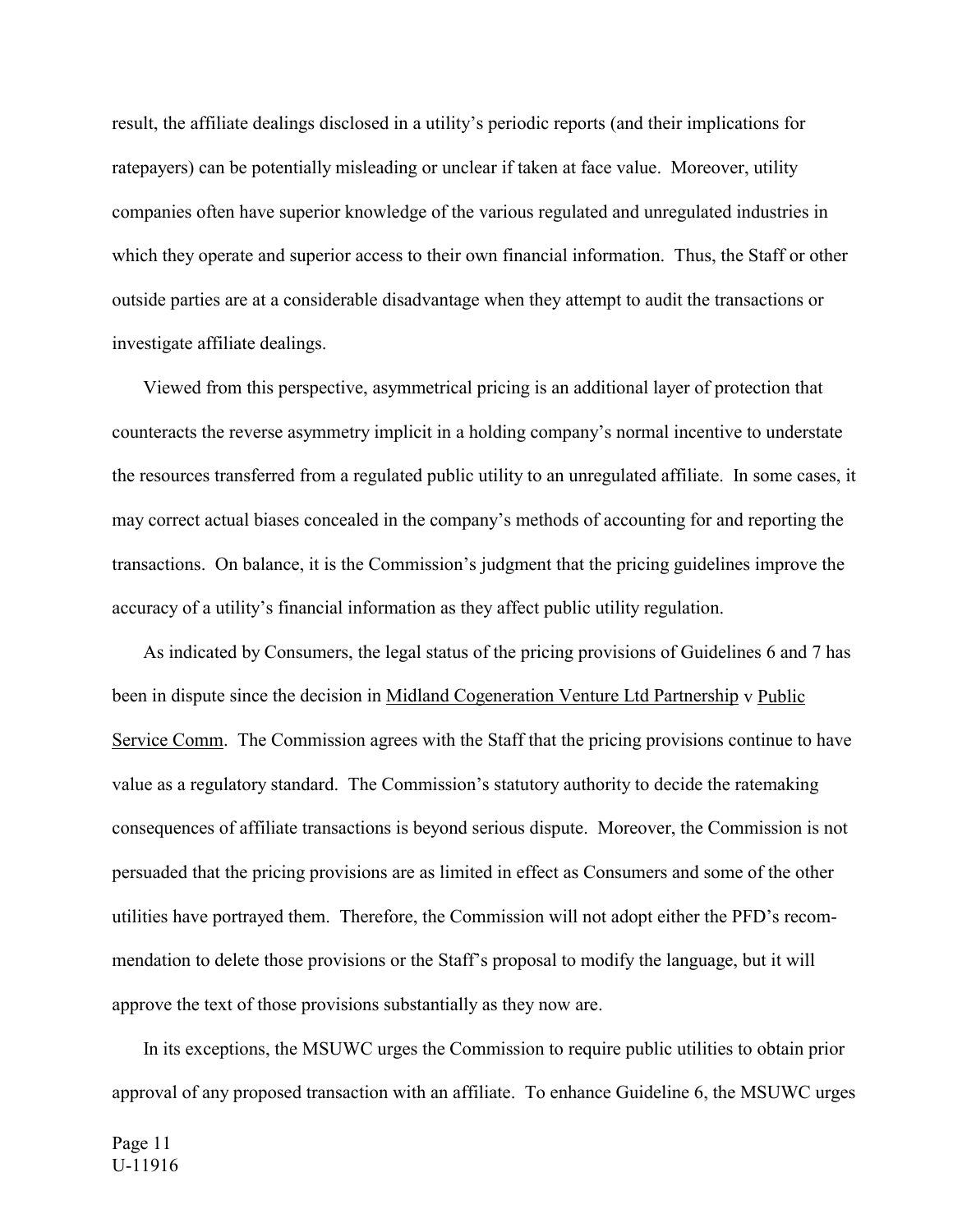result, the affiliate dealings disclosed in a utility's periodic reports (and their implications for ratepayers) can be potentially misleading or unclear if taken at face value. Moreover, utility companies often have superior knowledge of the various regulated and unregulated industries in which they operate and superior access to their own financial information. Thus, the Staff or other outside parties are at a considerable disadvantage when they attempt to audit the transactions or investigate affiliate dealings.

Viewed from this perspective, asymmetrical pricing is an additional layer of protection that counteracts the reverse asymmetry implicit in a holding company's normal incentive to understate the resources transferred from a regulated public utility to an unregulated affiliate. In some cases, it may correct actual biases concealed in the company's methods of accounting for and reporting the transactions. On balance, it is the Commission's judgment that the pricing guidelines improve the accuracy of a utility's financial information as they affect public utility regulation.

As indicated by Consumers, the legal status of the pricing provisions of Guidelines 6 and 7 has been in dispute since the decision in Midland Cogeneration Venture Ltd Partnership v Public Service Comm. The Commission agrees with the Staff that the pricing provisions continue to have value as a regulatory standard. The Commission's statutory authority to decide the ratemaking consequences of affiliate transactions is beyond serious dispute. Moreover, the Commission is not persuaded that the pricing provisions are as limited in effect as Consumers and some of the other utilities have portrayed them. Therefore, the Commission will not adopt either the PFD's recommendation to delete those provisions or the Staff's proposal to modify the language, but it will approve the text of those provisions substantially as they now are.

In its exceptions, the MSUWC urges the Commission to require public utilities to obtain prior approval of any proposed transaction with an affiliate. To enhance Guideline 6, the MSUWC urges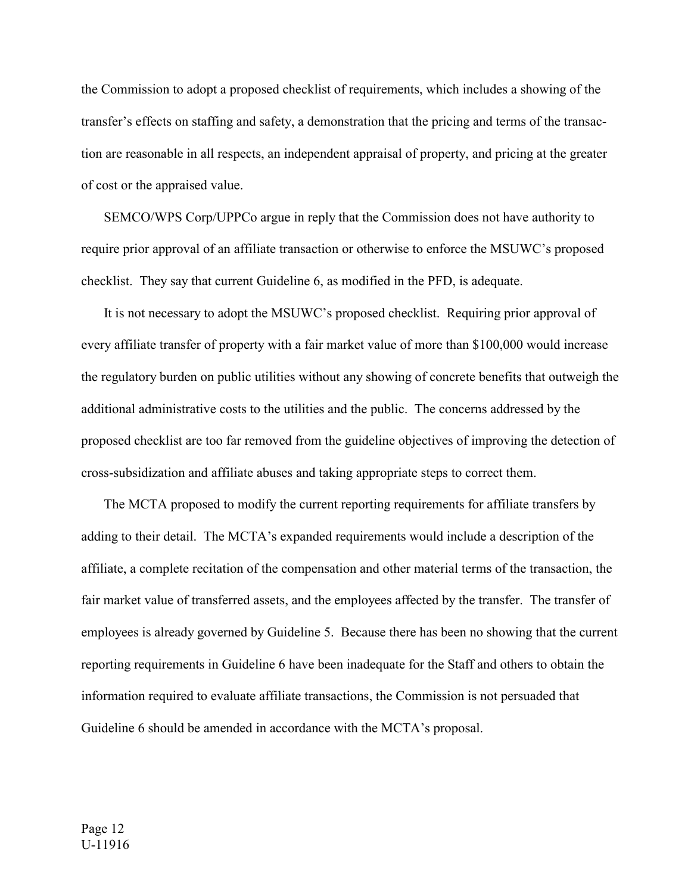the Commission to adopt a proposed checklist of requirements, which includes a showing of the transfer's effects on staffing and safety, a demonstration that the pricing and terms of the transaction are reasonable in all respects, an independent appraisal of property, and pricing at the greater of cost or the appraised value.

SEMCO/WPS Corp/UPPCo argue in reply that the Commission does not have authority to require prior approval of an affiliate transaction or otherwise to enforce the MSUWC's proposed checklist. They say that current Guideline 6, as modified in the PFD, is adequate.

It is not necessary to adopt the MSUWC's proposed checklist. Requiring prior approval of every affiliate transfer of property with a fair market value of more than $100,000 would increase the regulatory burden on public utilities without any showing of concrete benefits that outweigh the additional administrative costs to the utilities and the public. The concerns addressed by the proposed checklist are too far removed from the guideline objectives of improving the detection of cross-subsidization and affiliate abuses and taking appropriate steps to correct them.

The MCTA proposed to modify the current reporting requirements for affiliate transfers by adding to their detail. The MCTA's expanded requirements would include a description of the affiliate, a complete recitation of the compensation and other material terms of the transaction, the fair market value of transferred assets, and the employees affected by the transfer. The transfer of employees is already governed by Guideline 5. Because there has been no showing that the current reporting requirements in Guideline 6 have been inadequate for the Staff and others to obtain the information required to evaluate affiliate transactions, the Commission is not persuaded that Guideline 6 should be amended in accordance with the MCTA's proposal.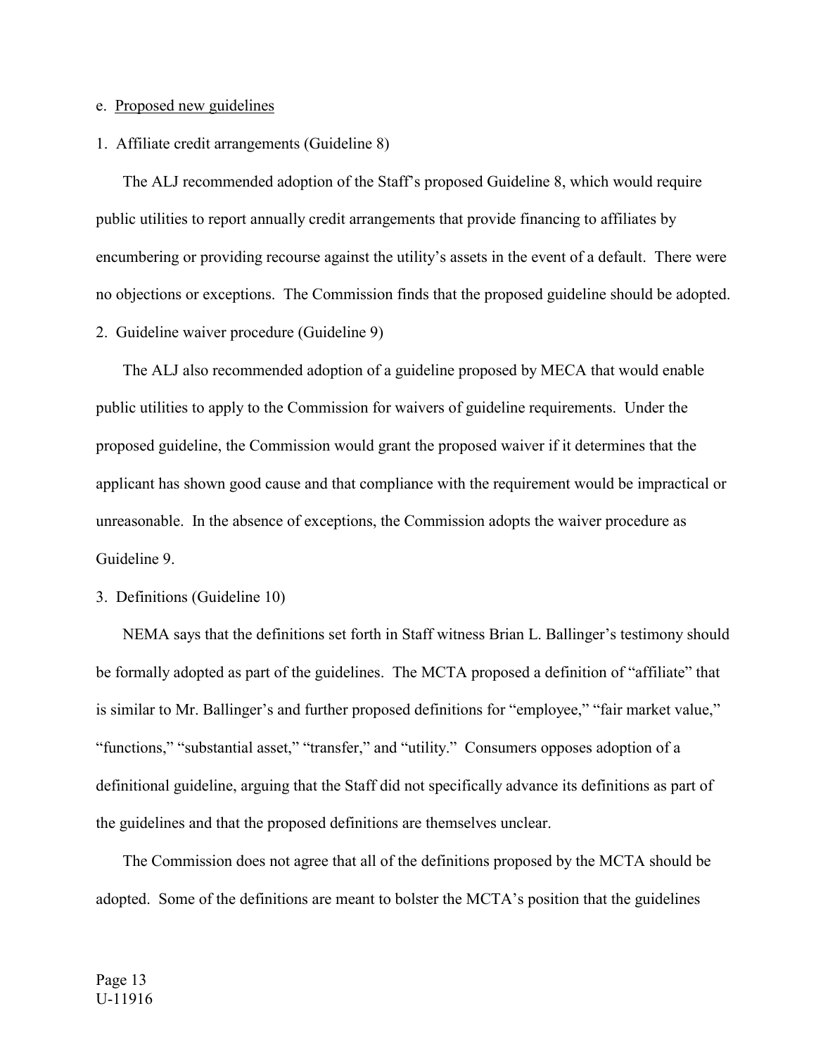e. Proposed new guidelines

1. Affiliate credit arrangements (Guideline 8)

The ALJ recommended adoption of the Staff's proposed Guideline 8, which would require public utilities to report annually credit arrangements that provide financing to affiliates by encumbering or providing recourse against the utility's assets in the event of a default. There were no objections or exceptions. The Commission finds that the proposed guideline should be adopted.

2. Guideline waiver procedure (Guideline 9)

The ALJ also recommended adoption of a guideline proposed by MECA that would enable public utilities to apply to the Commission for waivers of guideline requirements. Under the proposed guideline, the Commission would grant the proposed waiver if it determines that the applicant has shown good cause and that compliance with the requirement would be impractical or unreasonable. In the absence of exceptions, the Commission adopts the waiver procedure as Guideline 9.

3. Definitions (Guideline 10)

NEMA says that the definitions set forth in Staff witness Brian L. Ballinger's testimony should be formally adopted as part of the guidelines. The MCTA proposed a definition of "affiliate" that is similar to Mr. Ballinger's and further proposed definitions for "employee," "fair market value," "functions," "substantial asset," "transfer," and "utility." Consumers opposes adoption of a definitional guideline, arguing that the Staff did not specifically advance its definitions as part of the guidelines and that the proposed definitions are themselves unclear.

The Commission does not agree that all of the definitions proposed by the MCTA should be adopted. Some of the definitions are meant to bolster the MCTA's position that the guidelines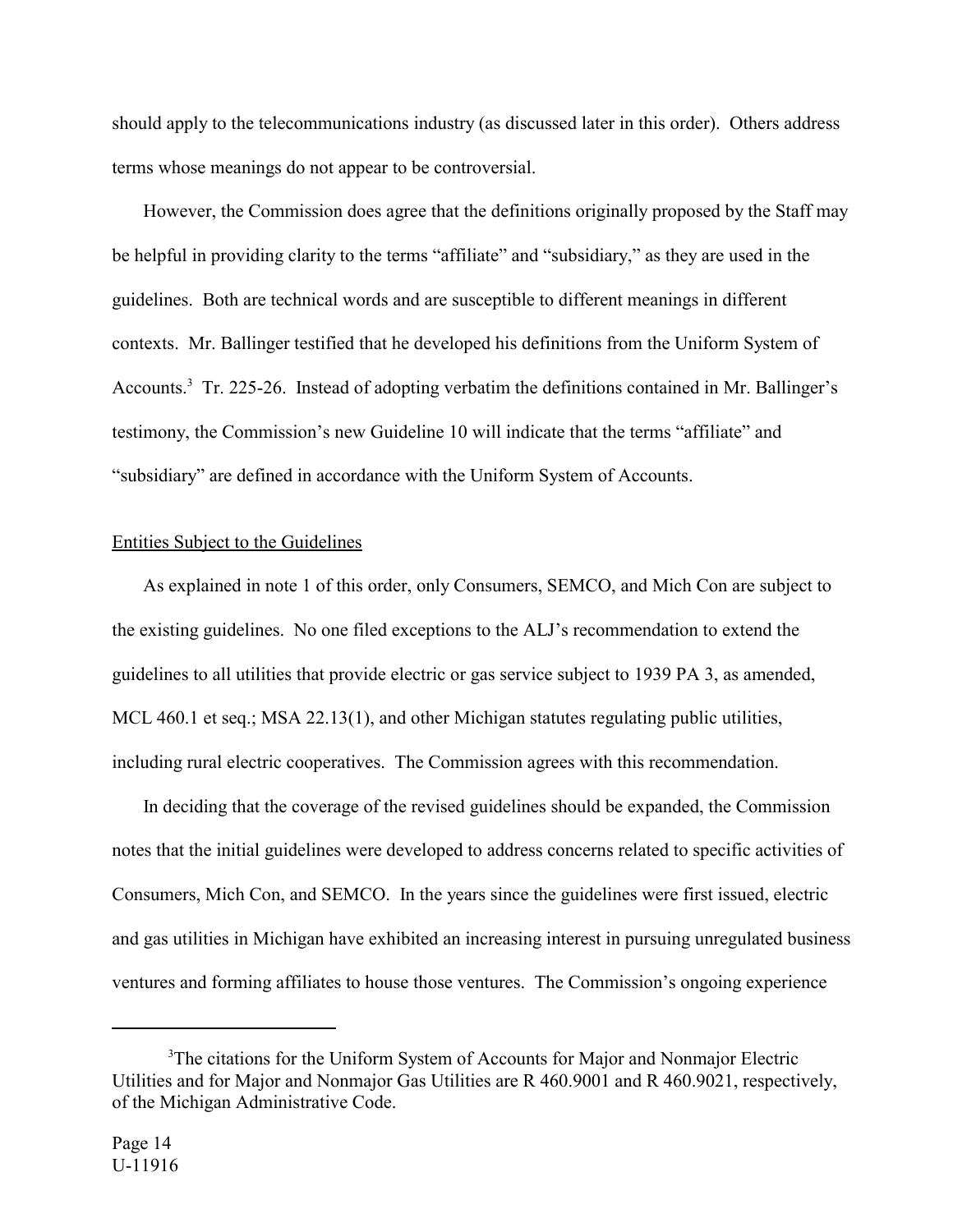should apply to the telecommunications industry (as discussed later in this order). Others address terms whose meanings do not appear to be controversial.

However, the Commission does agree that the definitions originally proposed by the Staff may be helpful in providing clarity to the terms "affiliate" and "subsidiary," as they are used in the guidelines. Both are technical words and are susceptible to different meanings in different contexts. Mr. Ballinger testified that he developed his definitions from the Uniform System of Accounts.[3] Tr. 225-26. Instead of adopting verbatim the definitions contained in Mr. Ballinger's testimony, the Commission's new Guideline 10 will indicate that the terms "affiliate" and "subsidiary" are defined in accordance with the Uniform System of Accounts.

Entities Subject to the Guidelines

As explained in note 1 of this order, only Consumers, SEMCO, and Mich Con are subject to the existing guidelines. No one filed exceptions to the ALJ's recommendation to extend the guidelines to all utilities that provide electric or gas service subject to 1939 PA 3, as amended, MCL 460.1 et seq.; MSA 22.13(1), and other Michigan statutes regulating public utilities, including rural electric cooperatives. The Commission agrees with this recommendation.

In deciding that the coverage of the revised guidelines should be expanded, the Commission notes that the initial guidelines were developed to address concerns related to specific activities of Consumers, Mich Con, and SEMCO. In the years since the guidelines were first issued, electric and gas utilities in Michigan have exhibited an increasing interest in pursuing unregulated business ventures and forming affiliates to house those ventures. The Commission's ongoing experience

---

[3]The citations for the Uniform System of Accounts for Major and Nonmajor Electric Utilities and for Major and Nonmajor Gas Utilities are R 460.9001 and R 460.9021, respectively, of the Michigan Administrative Code.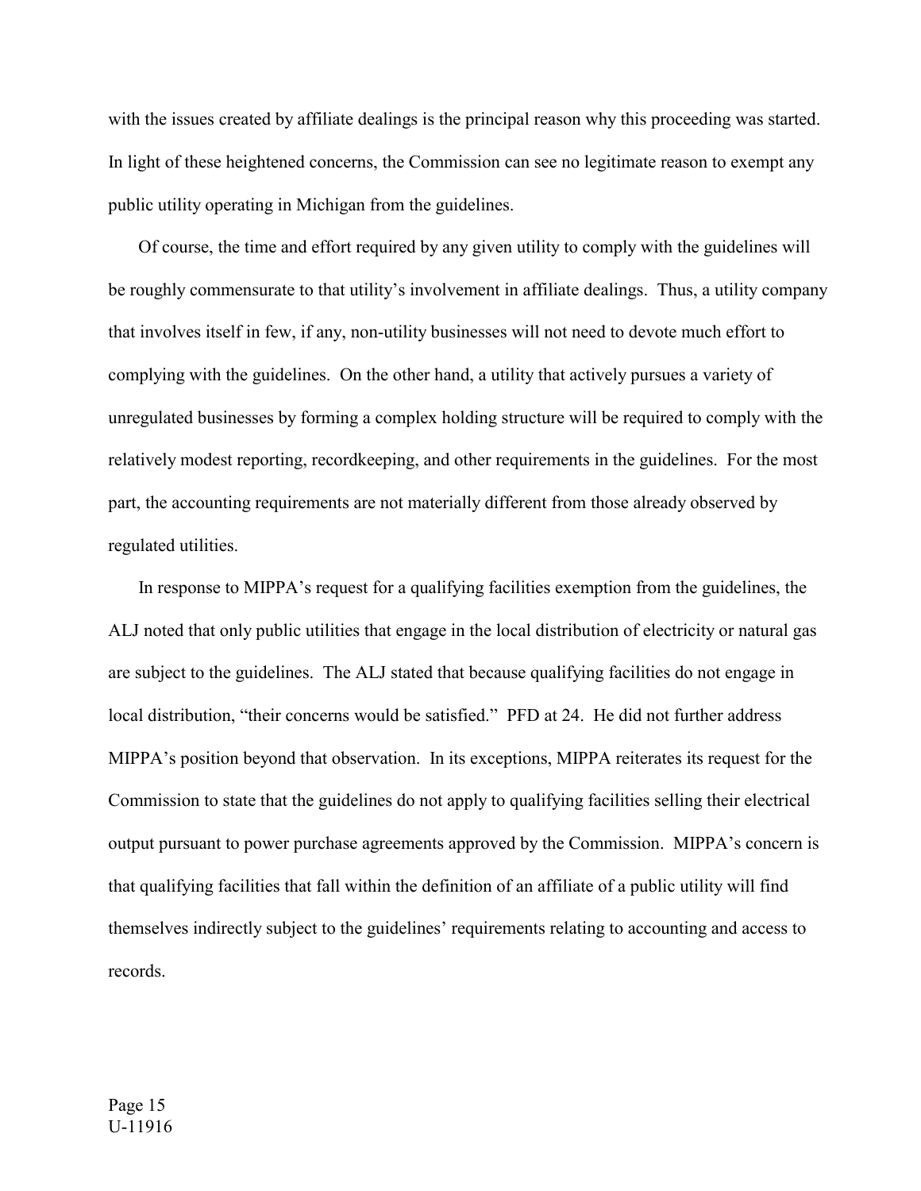with the issues created by affiliate dealings is the principal reason why this proceeding was started. In light of these heightened concerns, the Commission can see no legitimate reason to exempt any public utility operating in Michigan from the guidelines.

Of course, the time and effort required by any given utility to comply with the guidelines will be roughly commensurate to that utility's involvement in affiliate dealings. Thus, a utility company that involves itself in few, if any, non-utility businesses will not need to devote much effort to complying with the guidelines. On the other hand, a utility that actively pursues a variety of unregulated businesses by forming a complex holding structure will be required to comply with the relatively modest reporting, recordkeeping, and other requirements in the guidelines. For the most part, the accounting requirements are not materially different from those already observed by regulated utilities.

In response to MIPPA's request for a qualifying facilities exemption from the guidelines, the ALJ noted that only public utilities that engage in the local distribution of electricity or natural gas are subject to the guidelines. The ALJ stated that because qualifying facilities do not engage in local distribution, "their concerns would be satisfied." PFD at 24. He did not further address MIPPA's position beyond that observation. In its exceptions, MIPPA reiterates its request for the Commission to state that the guidelines do not apply to qualifying facilities selling their electrical output pursuant to power purchase agreements approved by the Commission. MIPPA's concern is that qualifying facilities that fall within the definition of an affiliate of a public utility will find themselves indirectly subject to the guidelines' requirements relating to accounting and access to records.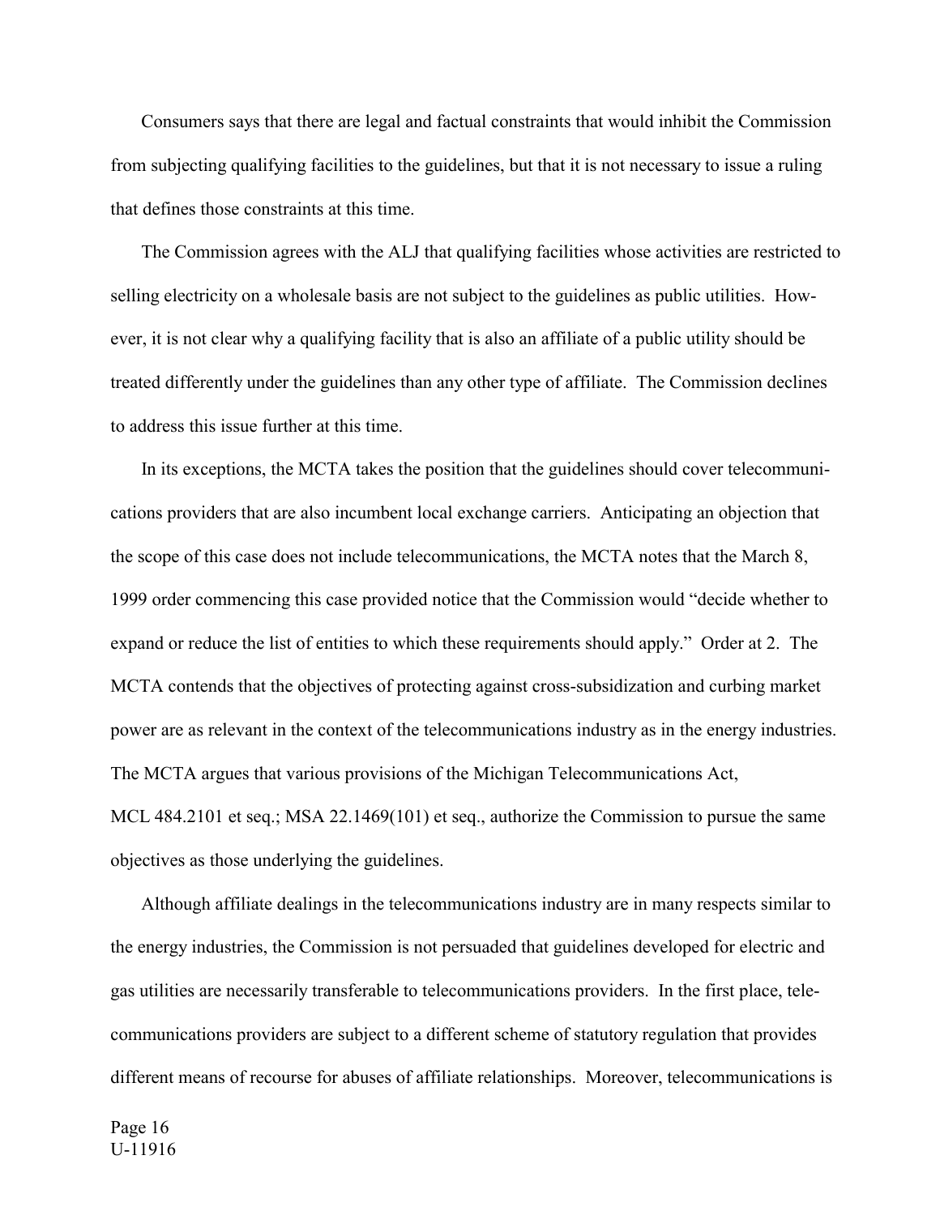Consumers says that there are legal and factual constraints that would inhibit the Commission from subjecting qualifying facilities to the guidelines, but that it is not necessary to issue a ruling that defines those constraints at this time.

The Commission agrees with the ALJ that qualifying facilities whose activities are restricted to selling electricity on a wholesale basis are not subject to the guidelines as public utilities. However, it is not clear why a qualifying facility that is also an affiliate of a public utility should be treated differently under the guidelines than any other type of affiliate. The Commission declines to address this issue further at this time.

In its exceptions, the MCTA takes the position that the guidelines should cover telecommunications providers that are also incumbent local exchange carriers. Anticipating an objection that the scope of this case does not include telecommunications, the MCTA notes that the March 8, 1999 order commencing this case provided notice that the Commission would "decide whether to expand or reduce the list of entities to which these requirements should apply." Order at 2. The MCTA contends that the objectives of protecting against cross-subsidization and curbing market power are as relevant in the context of the telecommunications industry as in the energy industries. The MCTA argues that various provisions of the Michigan Telecommunications Act, MCL 484.2101 et seq.; MSA 22.1469(101) et seq., authorize the Commission to pursue the same objectives as those underlying the guidelines.

Although affiliate dealings in the telecommunications industry are in many respects similar to the energy industries, the Commission is not persuaded that guidelines developed for electric and gas utilities are necessarily transferable to telecommunications providers. In the first place, telecommunications providers are subject to a different scheme of statutory regulation that provides different means of recourse for abuses of affiliate relationships. Moreover, telecommunications is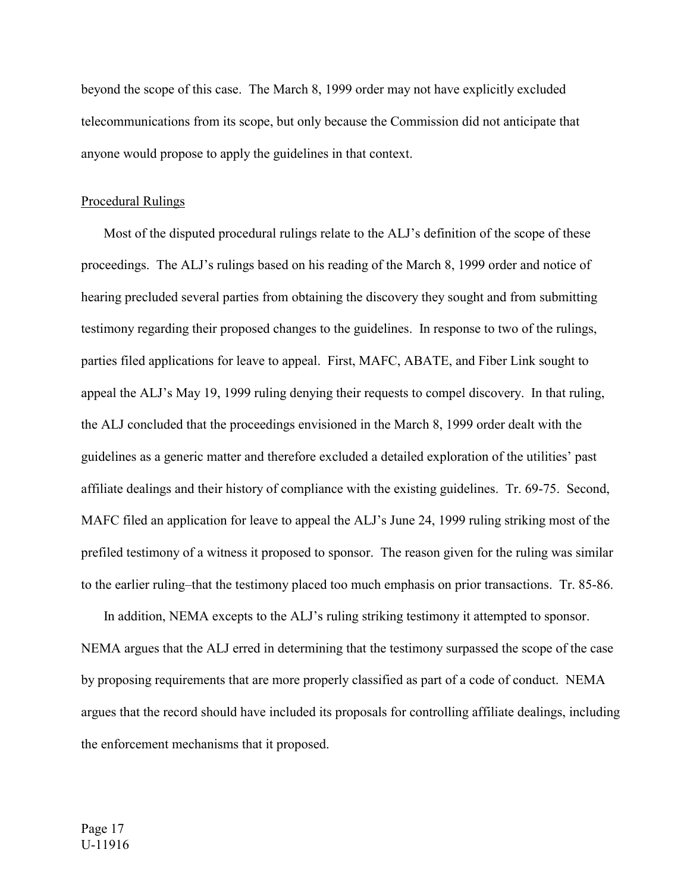beyond the scope of this case. The March 8, 1999 order may not have explicitly excluded telecommunications from its scope, but only because the Commission did not anticipate that anyone would propose to apply the guidelines in that context.

Procedural Rulings

Most of the disputed procedural rulings relate to the ALJ's definition of the scope of these proceedings. The ALJ's rulings based on his reading of the March 8, 1999 order and notice of hearing precluded several parties from obtaining the discovery they sought and from submitting testimony regarding their proposed changes to the guidelines. In response to two of the rulings, parties filed applications for leave to appeal. First, MAFC, ABATE, and Fiber Link sought to appeal the ALJ's May 19, 1999 ruling denying their requests to compel discovery. In that ruling, the ALJ concluded that the proceedings envisioned in the March 8, 1999 order dealt with the guidelines as a generic matter and therefore excluded a detailed exploration of the utilities' past affiliate dealings and their history of compliance with the existing guidelines. Tr. 69-75. Second, MAFC filed an application for leave to appeal the ALJ's June 24, 1999 ruling striking most of the prefiled testimony of a witness it proposed to sponsor. The reason given for the ruling was similar to the earlier ruling–that the testimony placed too much emphasis on prior transactions. Tr. 85-86.

In addition, NEMA excepts to the ALJ's ruling striking testimony it attempted to sponsor. NEMA argues that the ALJ erred in determining that the testimony surpassed the scope of the case by proposing requirements that are more properly classified as part of a code of conduct. NEMA argues that the record should have included its proposals for controlling affiliate dealings, including the enforcement mechanisms that it proposed.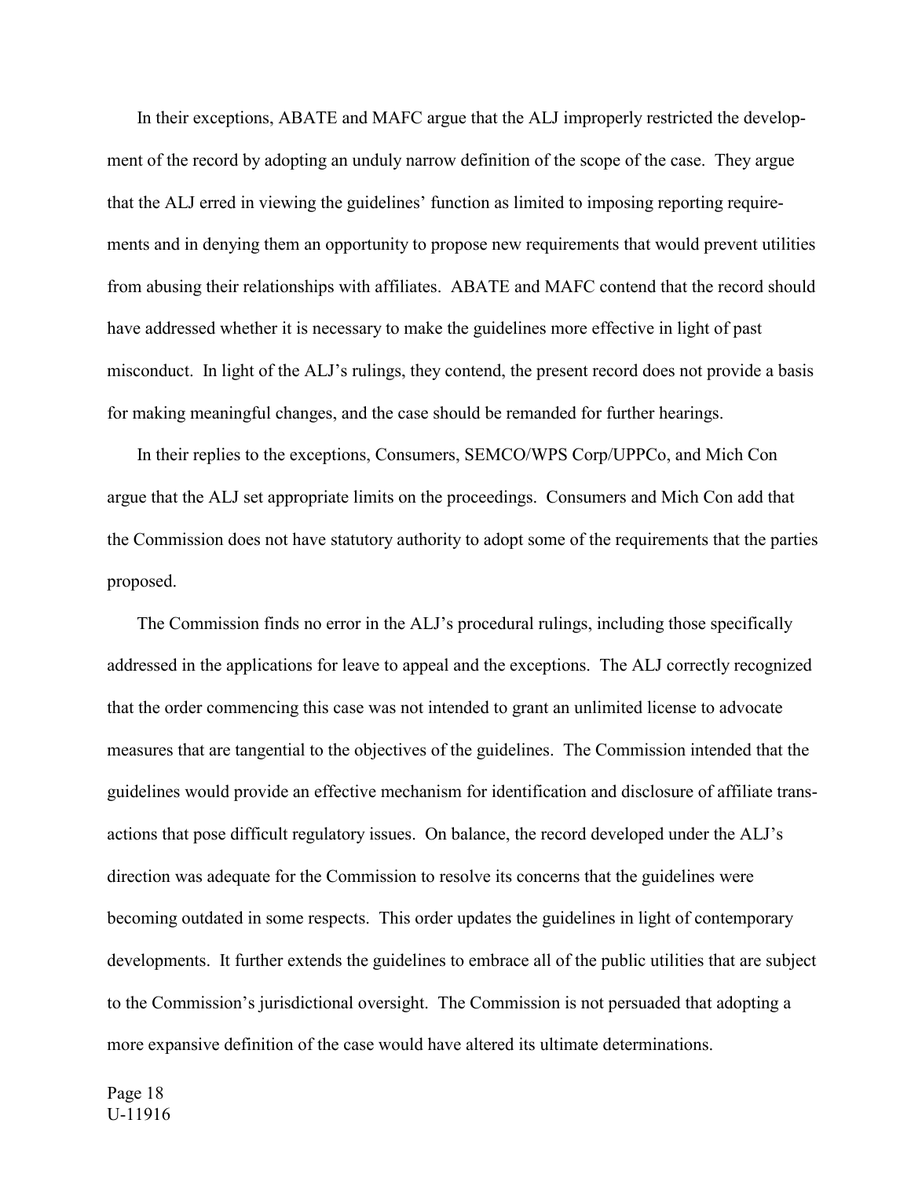In their exceptions, ABATE and MAFC argue that the ALJ improperly restricted the development of the record by adopting an unduly narrow definition of the scope of the case. They argue that the ALJ erred in viewing the guidelines' function as limited to imposing reporting requirements and in denying them an opportunity to propose new requirements that would prevent utilities from abusing their relationships with affiliates. ABATE and MAFC contend that the record should have addressed whether it is necessary to make the guidelines more effective in light of past misconduct. In light of the ALJ's rulings, they contend, the present record does not provide a basis for making meaningful changes, and the case should be remanded for further hearings.

In their replies to the exceptions, Consumers, SEMCO/WPS Corp/UPPCo, and Mich Con argue that the ALJ set appropriate limits on the proceedings. Consumers and Mich Con add that the Commission does not have statutory authority to adopt some of the requirements that the parties proposed.

The Commission finds no error in the ALJ's procedural rulings, including those specifically addressed in the applications for leave to appeal and the exceptions. The ALJ correctly recognized that the order commencing this case was not intended to grant an unlimited license to advocate measures that are tangential to the objectives of the guidelines. The Commission intended that the guidelines would provide an effective mechanism for identification and disclosure of affiliate transactions that pose difficult regulatory issues. On balance, the record developed under the ALJ's direction was adequate for the Commission to resolve its concerns that the guidelines were becoming outdated in some respects. This order updates the guidelines in light of contemporary developments. It further extends the guidelines to embrace all of the public utilities that are subject to the Commission's jurisdictional oversight. The Commission is not persuaded that adopting a more expansive definition of the case would have altered its ultimate determinations.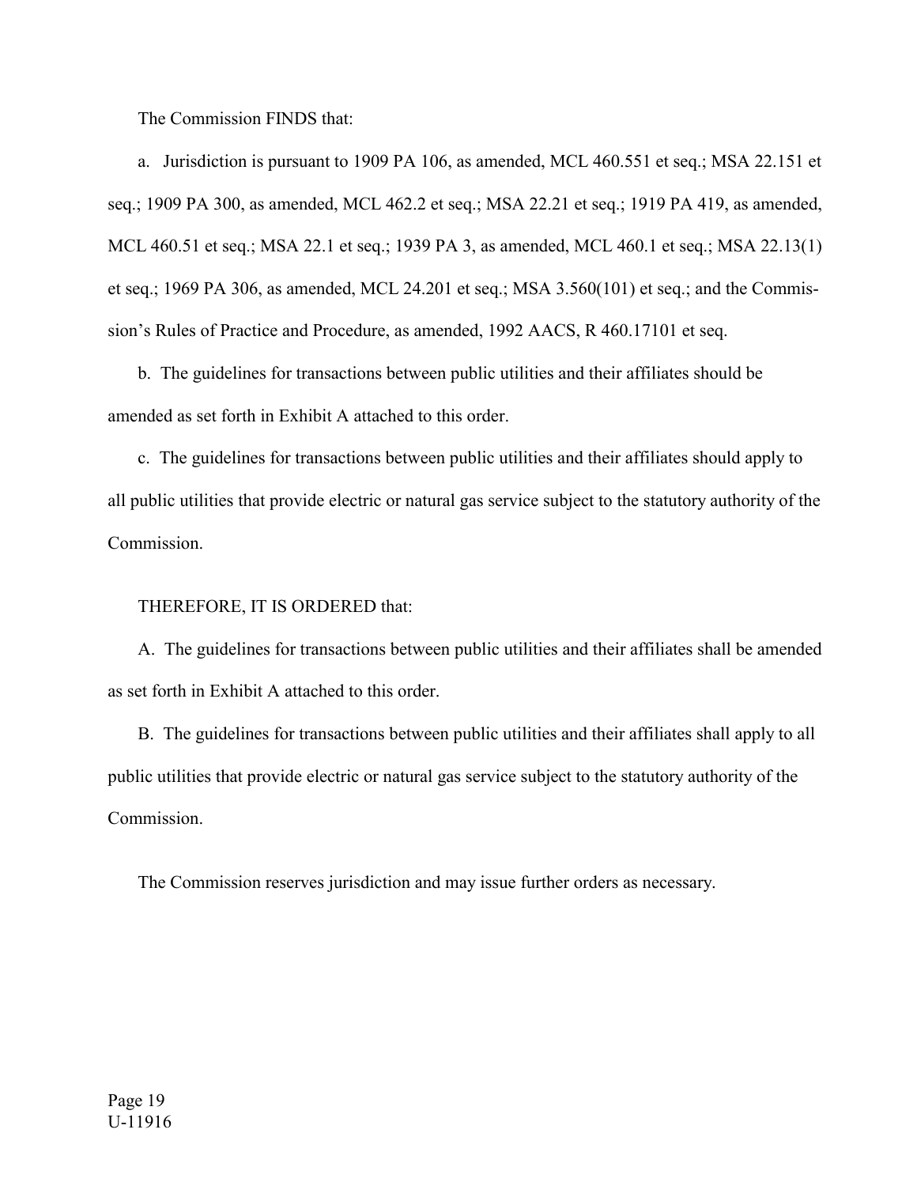The Commission FINDS that:

a. Jurisdiction is pursuant to 1909 PA 106, as amended, MCL 460.551 et seq.; MSA 22.151 et seq.; 1909 PA 300, as amended, MCL 462.2 et seq.; MSA 22.21 et seq.; 1919 PA 419, as amended, MCL 460.51 et seq.; MSA 22.1 et seq.; 1939 PA 3, as amended, MCL 460.1 et seq.; MSA 22.13(1) et seq.; 1969 PA 306, as amended, MCL 24.201 et seq.; MSA 3.560(101) et seq.; and the Commission's Rules of Practice and Procedure, as amended, 1992 AACS, R 460.17101 et seq.

b. The guidelines for transactions between public utilities and their affiliates should be amended as set forth in Exhibit A attached to this order.

c. The guidelines for transactions between public utilities and their affiliates should apply to all public utilities that provide electric or natural gas service subject to the statutory authority of the Commission.

THEREFORE, IT IS ORDERED that:

A. The guidelines for transactions between public utilities and their affiliates shall be amended as set forth in Exhibit A attached to this order.

B. The guidelines for transactions between public utilities and their affiliates shall apply to all public utilities that provide electric or natural gas service subject to the statutory authority of the Commission.

The Commission reserves jurisdiction and may issue further orders as necessary.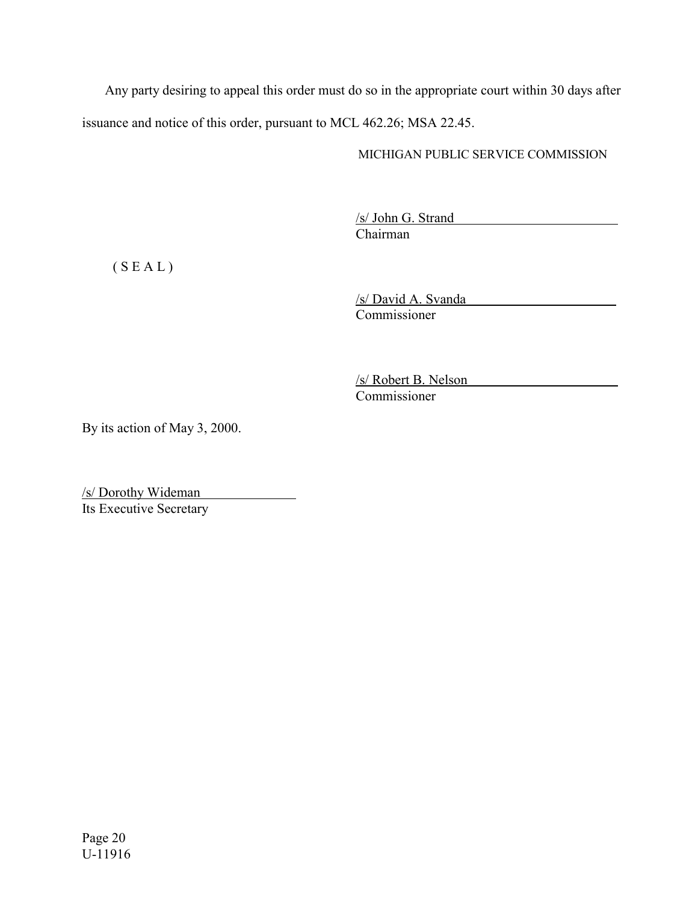Any party desiring to appeal this order must do so in the appropriate court within 30 days after issuance and notice of this order, pursuant to MCL 462.26; MSA 22.45.

MICHIGAN PUBLIC SERVICE COMMISSION

/s/ John G. Strand
Chairman

( S E A L )

/s/ David A. Svanda
Commissioner

/s/ Robert B. Nelson
Commissioner

By its action of May 3, 2000.

/s/ Dorothy Wideman
Its Executive Secretary

U-11916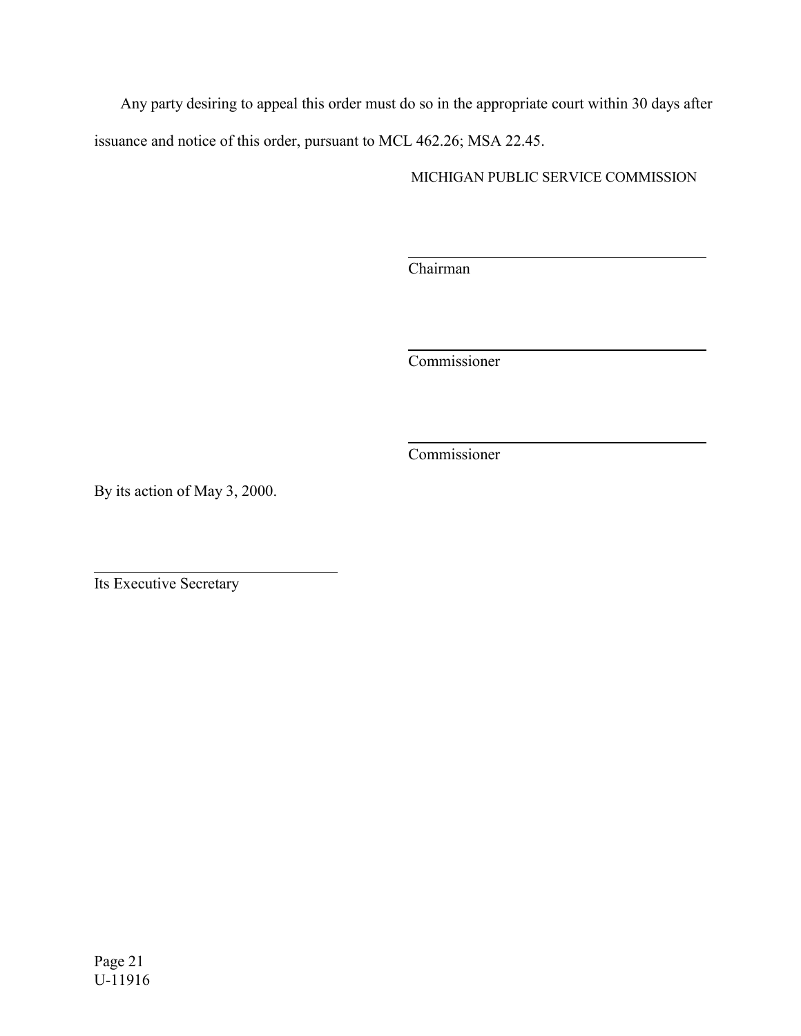Any party desiring to appeal this order must do so in the appropriate court within 30 days after issuance and notice of this order, pursuant to MCL 462.26; MSA 22.45.

MICHIGAN PUBLIC SERVICE COMMISSION

\_\_\_\_\_\_\_\_\_\_\_\_\_\_\_\_\_\_\_\_\_\_\_\_\_\_\_\_\_\_\_\_\_\_\_\_\_\_\_\_
Chairman

\_\_\_\_\_\_\_\_\_\_\_\_\_\_\_\_\_\_\_\_\_\_\_\_\_\_\_\_\_\_\_\_\_\_\_\_\_\_\_\_
Commissioner

\_\_\_\_\_\_\_\_\_\_\_\_\_\_\_\_\_\_\_\_\_\_\_\_\_\_\_\_\_\_\_\_\_\_\_\_\_\_\_\_
Commissioner

By its action of May 3, 2000.

\_\_\_\_\_\_\_\_\_\_\_\_\_\_\_\_\_\_\_\_\_\_\_\_\_\_\_\_\_\_\_\_\_
Its Executive Secretary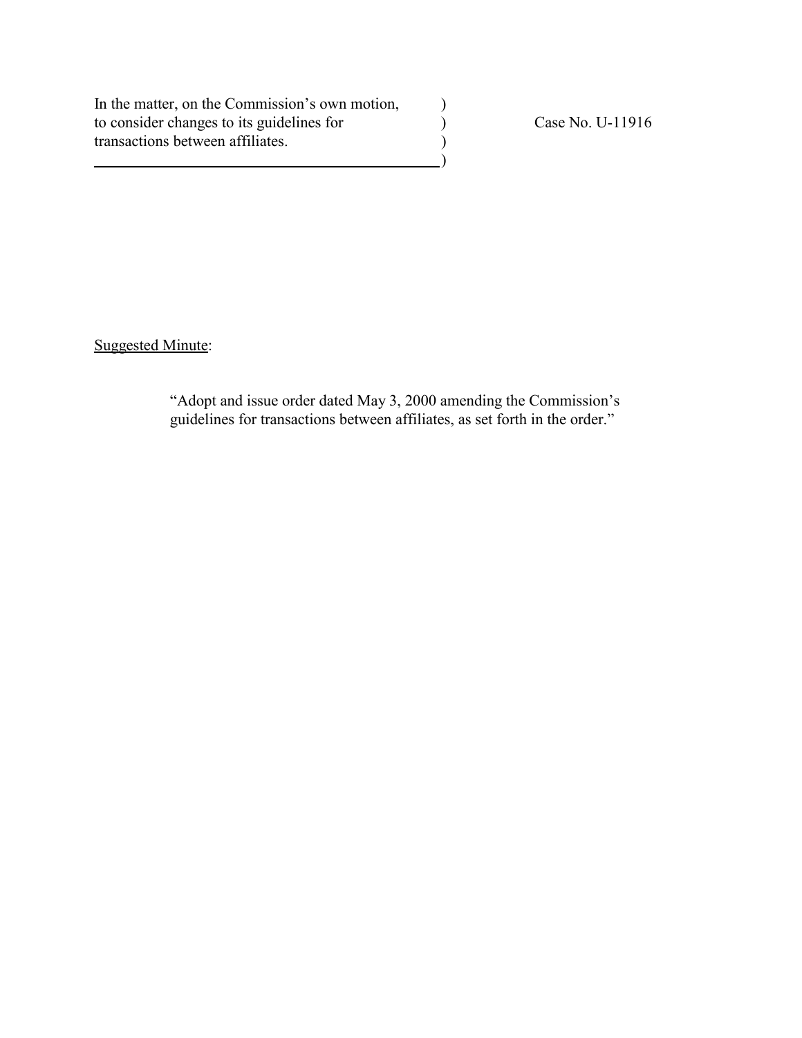| | | |
|---|---|---|
| In the matter, on the Commission's own motion, to consider changes to its guidelines for transactions between affiliates. | ) ) ) ) | Case No. U-11916 |

<u>Suggested Minute</u>:

> "Adopt and issue order dated May 3, 2000 amending the Commission's guidelines for transactions between affiliates, as set forth in the order."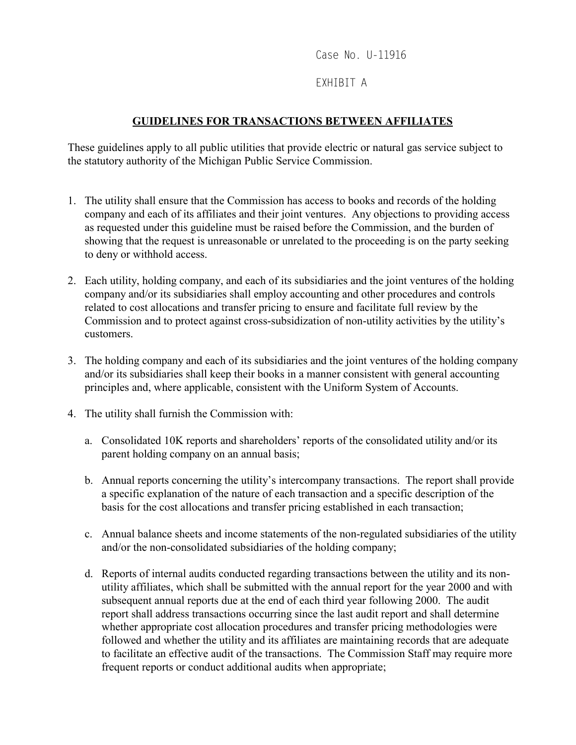Case No. U-11916

EXHIBIT A

## GUIDELINES FOR TRANSACTIONS BETWEEN AFFILIATES

These guidelines apply to all public utilities that provide electric or natural gas service subject to the statutory authority of the Michigan Public Service Commission.

1. The utility shall ensure that the Commission has access to books and records of the holding company and each of its affiliates and their joint ventures. Any objections to providing access as requested under this guideline must be raised before the Commission, and the burden of showing that the request is unreasonable or unrelated to the proceeding is on the party seeking to deny or withhold access.

2. Each utility, holding company, and each of its subsidiaries and the joint ventures of the holding company and/or its subsidiaries shall employ accounting and other procedures and controls related to cost allocations and transfer pricing to ensure and facilitate full review by the Commission and to protect against cross-subsidization of non-utility activities by the utility's customers.

3. The holding company and each of its subsidiaries and the joint ventures of the holding company and/or its subsidiaries shall keep their books in a manner consistent with general accounting principles and, where applicable, consistent with the Uniform System of Accounts.

4. The utility shall furnish the Commission with:

   a. Consolidated 10K reports and shareholders' reports of the consolidated utility and/or its parent holding company on an annual basis;

   b. Annual reports concerning the utility's intercompany transactions. The report shall provide a specific explanation of the nature of each transaction and a specific description of the basis for the cost allocations and transfer pricing established in each transaction;

   c. Annual balance sheets and income statements of the non-regulated subsidiaries of the utility and/or the non-consolidated subsidiaries of the holding company;

   d. Reports of internal audits conducted regarding transactions between the utility and its non-utility affiliates, which shall be submitted with the annual report for the year 2000 and with subsequent annual reports due at the end of each third year following 2000. The audit report shall address transactions occurring since the last audit report and shall determine whether appropriate cost allocation procedures and transfer pricing methodologies were followed and whether the utility and its affiliates are maintaining records that are adequate to facilitate an effective audit of the transactions. The Commission Staff may require more frequent reports or conduct additional audits when appropriate;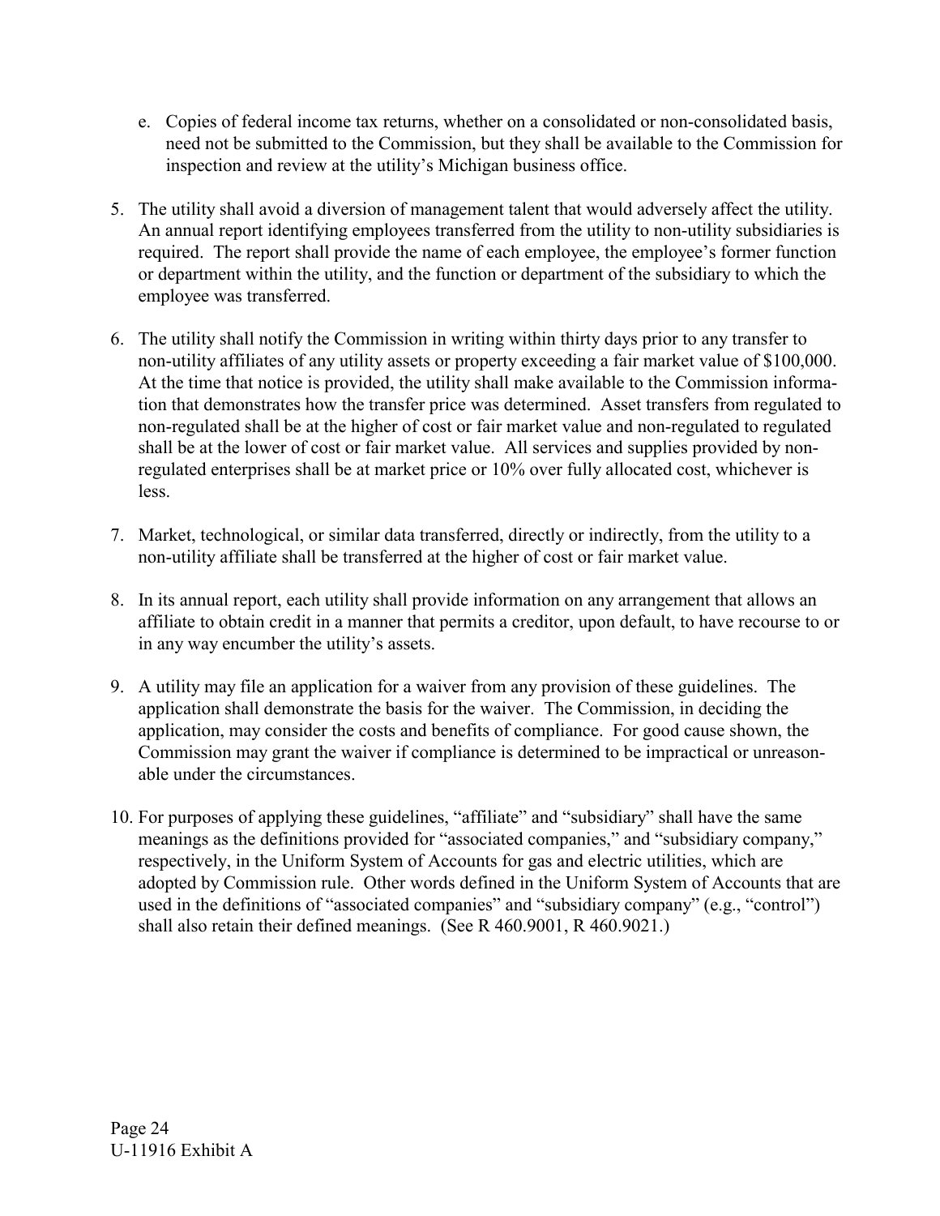e. Copies of federal income tax returns, whether on a consolidated or non-consolidated basis, need not be submitted to the Commission, but they shall be available to the Commission for inspection and review at the utility's Michigan business office.

5. The utility shall avoid a diversion of management talent that would adversely affect the utility. An annual report identifying employees transferred from the utility to non-utility subsidiaries is required. The report shall provide the name of each employee, the employee's former function or department within the utility, and the function or department of the subsidiary to which the employee was transferred.

6. The utility shall notify the Commission in writing within thirty days prior to any transfer to non-utility affiliates of any utility assets or property exceeding a fair market value of $100,000. At the time that notice is provided, the utility shall make available to the Commission information that demonstrates how the transfer price was determined. Asset transfers from regulated to non-regulated shall be at the higher of cost or fair market value and non-regulated to regulated shall be at the lower of cost or fair market value. All services and supplies provided by non-regulated enterprises shall be at market price or 10% over fully allocated cost, whichever is less.

7. Market, technological, or similar data transferred, directly or indirectly, from the utility to a non-utility affiliate shall be transferred at the higher of cost or fair market value.

8. In its annual report, each utility shall provide information on any arrangement that allows an affiliate to obtain credit in a manner that permits a creditor, upon default, to have recourse to or in any way encumber the utility's assets.

9. A utility may file an application for a waiver from any provision of these guidelines. The application shall demonstrate the basis for the waiver. The Commission, in deciding the application, may consider the costs and benefits of compliance. For good cause shown, the Commission may grant the waiver if compliance is determined to be impractical or unreasonable under the circumstances.

10. For purposes of applying these guidelines, "affiliate" and "subsidiary" shall have the same meanings as the definitions provided for "associated companies," and "subsidiary company," respectively, in the Uniform System of Accounts for gas and electric utilities, which are adopted by Commission rule. Other words defined in the Uniform System of Accounts that are used in the definitions of "associated companies" and "subsidiary company" (e.g., "control") shall also retain their defined meanings. (See R 460.9001, R 460.9021.)